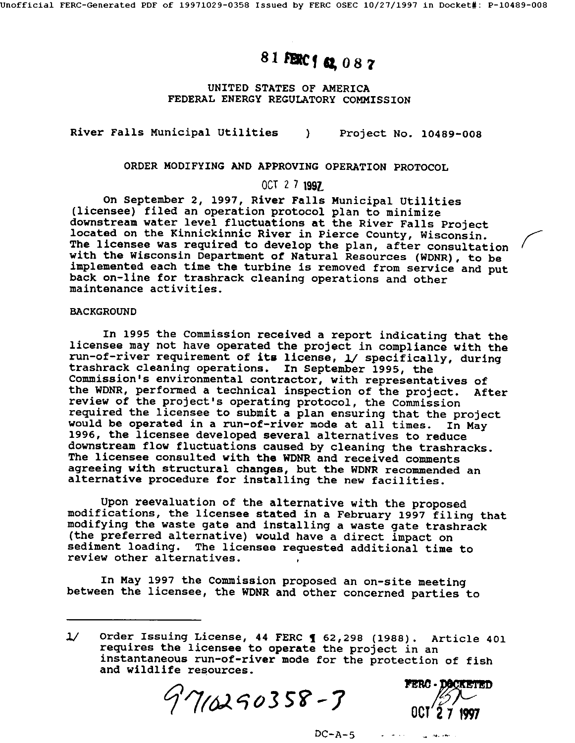81 FERC ¶ 62,087

UNITED STATES OF AMERICA
FEDERAL ENERGY REGULATORY COMMISSION

River Falls Municipal Utilities ) Project No. 10489-008

## ORDER MODIFYING AND APPROVING OPERATION PROTOCOL

OCT 27 1997

On September 2, 1997, River Falls Municipal Utilities (licensee) filed an operation protocol plan to minimize downstream water level fluctuations at the River Falls Project located on the Kinnickinnic River in Pierce County, Wisconsin. The licensee was required to develop the plan, after consultation with the Wisconsin Department of Natural Resources (WDNR), to be implemented each time the turbine is removed from service and put back on-line for trashrack cleaning operations and other maintenance activities.

### BACKGROUND

In 1995 the Commission received a report indicating that the licensee may not have operated the project in compliance with the run-of-river requirement of its license, 1/ specifically, during trashrack cleaning operations. In September 1995, the Commission's environmental contractor, with representatives of the WDNR, performed a technical inspection of the project. After review of the project's operating protocol, the Commission required the licensee to submit a plan ensuring that the project would be operated in a run-of-river mode at all times. In May 1996, the licensee developed several alternatives to reduce downstream flow fluctuations caused by cleaning the trashracks. The licensee consulted with the WDNR and received comments agreeing with structural changes, but the WDNR recommended an alternative procedure for installing the new facilities.

Upon reevaluation of the alternative with the proposed modifications, the licensee stated in a February 1997 filing that modifying the waste gate and installing a waste gate trashrack (the preferred alternative) would have a direct impact on sediment loading. The licensee requested additional time to review other alternatives.

In May 1997 the Commission proposed an on-site meeting between the licensee, the WDNR and other concerned parties to

---

1/ Order Issuing License, 44 FERC ¶ 62,298 (1988). Article 401 requires the licensee to operate the project in an instantaneous run-of-river mode for the protection of fish and wildlife resources.

9710290358-7

FERC-DOCKETED
OCT 27 1997

DC-A-5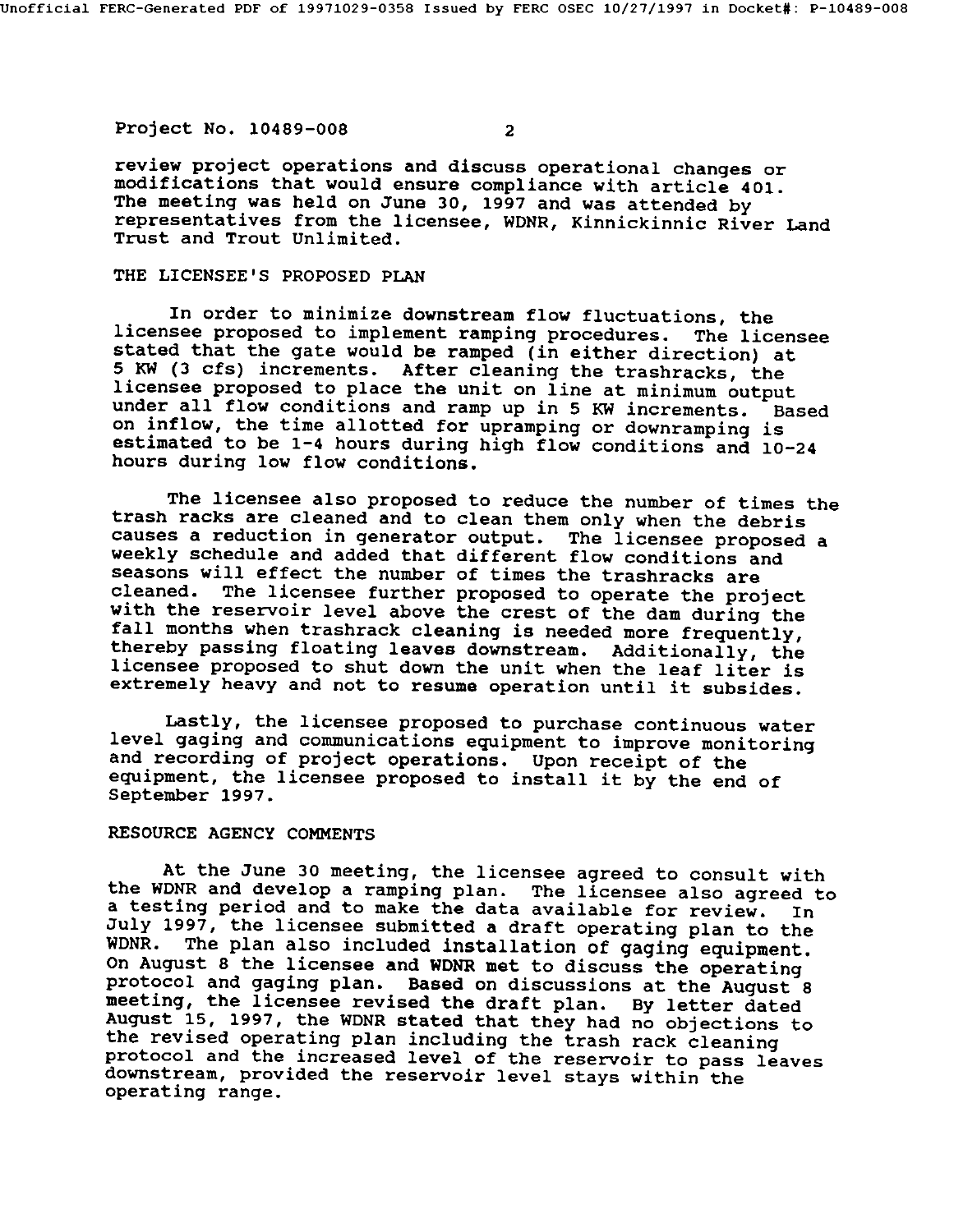review project operations and discuss operational changes or modifications that would ensure compliance with article 401. The meeting was held on June 30, 1997 and was attended by representatives from the licensee, WDNR, Kinnickinnic River Land Trust and Trout Unlimited.

## THE LICENSEE'S PROPOSED PLAN

In order to minimize downstream flow fluctuations, the licensee proposed to implement ramping procedures. The licensee stated that the gate would be ramped (in either direction) at 5 KW (3 cfs) increments. After cleaning the trashracks, the licensee proposed to place the unit on line at minimum output under all flow conditions and ramp up in 5 KW increments. Based on inflow, the time allotted for upramping or downramping is estimated to be 1-4 hours during high flow conditions and 10-24 hours during low flow conditions.

The licensee also proposed to reduce the number of times the trash racks are cleaned and to clean them only when the debris causes a reduction in generator output. The licensee proposed a weekly schedule and added that different flow conditions and seasons will effect the number of times the trashracks are cleaned. The licensee further proposed to operate the project with the reservoir level above the crest of the dam during the fall months when trashrack cleaning is needed more frequently, thereby passing floating leaves downstream. Additionally, the licensee proposed to shut down the unit when the leaf liter is extremely heavy and not to resume operation until it subsides.

Lastly, the licensee proposed to purchase continuous water level gaging and communications equipment to improve monitoring and recording of project operations. Upon receipt of the equipment, the licensee proposed to install it by the end of September 1997.

## RESOURCE AGENCY COMMENTS

At the June 30 meeting, the licensee agreed to consult with the WDNR and develop a ramping plan. The licensee also agreed to a testing period and to make the data available for review. In July 1997, the licensee submitted a draft operating plan to the WDNR. The plan also included installation of gaging equipment. On August 8 the licensee and WDNR met to discuss the operating protocol and gaging plan. Based on discussions at the August 8 meeting, the licensee revised the draft plan. By letter dated August 15, 1997, the WDNR stated that they had no objections to the revised operating plan including the trash rack cleaning protocol and the increased level of the reservoir to pass leaves downstream, provided the reservoir level stays within the operating range.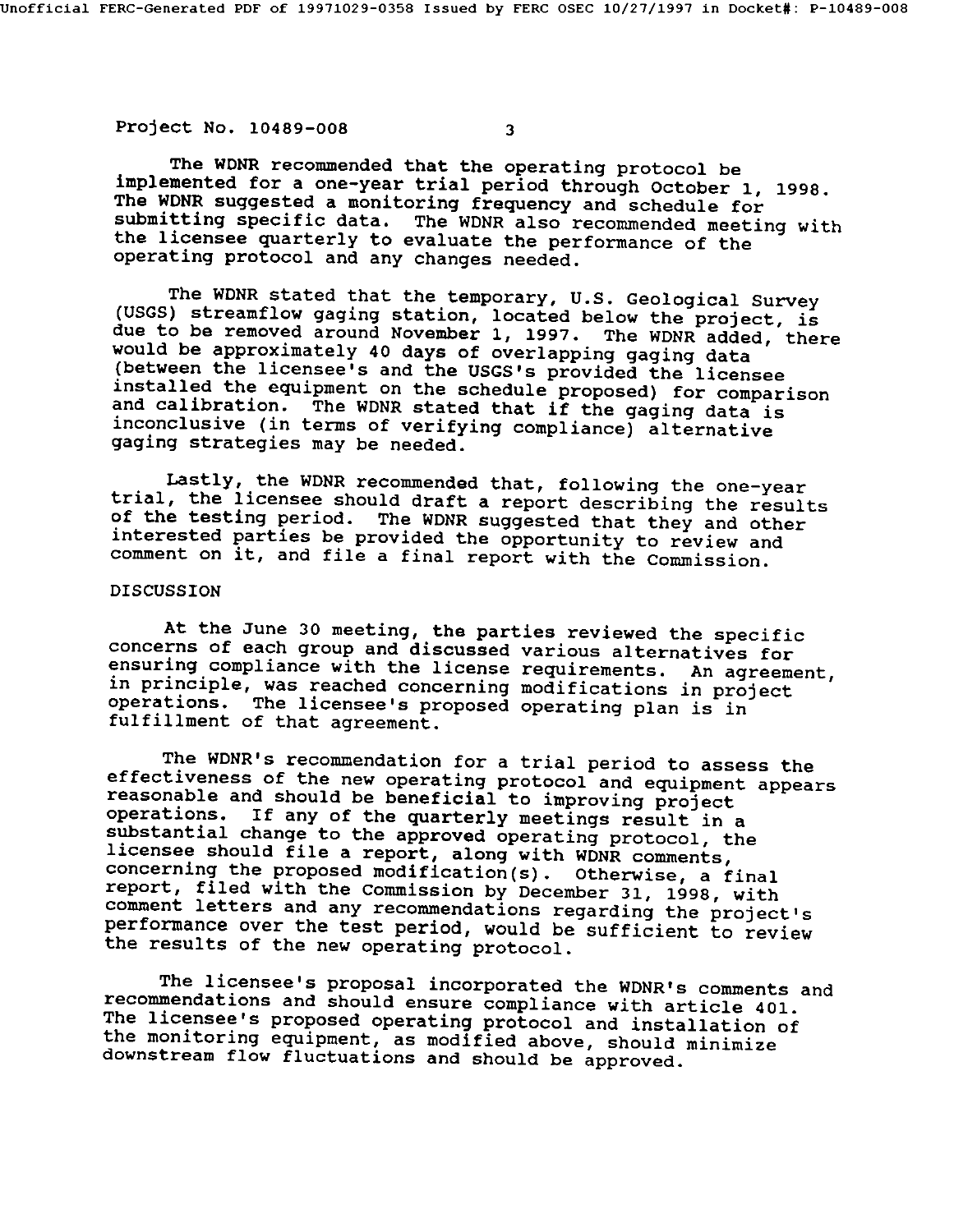The WDNR recommended that the operating protocol be implemented for a one-year trial period through October 1, 1998. The WDNR suggested a monitoring frequency and schedule for submitting specific data. The WDNR also recommended meeting with the licensee quarterly to evaluate the performance of the operating protocol and any changes needed.

The WDNR stated that the temporary, U.S. Geological Survey (USGS) streamflow gaging station, located below the project, is due to be removed around November 1, 1997. The WDNR added, there would be approximately 40 days of overlapping gaging data (between the licensee's and the USGS's provided the licensee installed the equipment on the schedule proposed) for comparison and calibration. The WDNR stated that if the gaging data is inconclusive (in terms of verifying compliance) alternative gaging strategies may be needed.

Lastly, the WDNR recommended that, following the one-year trial, the licensee should draft a report describing the results of the testing period. The WDNR suggested that they and other interested parties be provided the opportunity to review and comment on it, and file a final report with the Commission.

## DISCUSSION

At the June 30 meeting, the parties reviewed the specific concerns of each group and discussed various alternatives for ensuring compliance with the license requirements. An agreement, in principle, was reached concerning modifications in project operations. The licensee's proposed operating plan is in fulfillment of that agreement.

The WDNR's recommendation for a trial period to assess the effectiveness of the new operating protocol and equipment appears reasonable and should be beneficial to improving project operations. If any of the quarterly meetings result in a substantial change to the approved operating protocol, the licensee should file a report, along with WDNR comments, concerning the proposed modification(s). Otherwise, a final report, filed with the Commission by December 31, 1998, with comment letters and any recommendations regarding the project's performance over the test period, would be sufficient to review the results of the new operating protocol.

The licensee's proposal incorporated the WDNR's comments and recommendations and should ensure compliance with article 401. The licensee's proposed operating protocol and installation of the monitoring equipment, as modified above, should minimize downstream flow fluctuations and should be approved.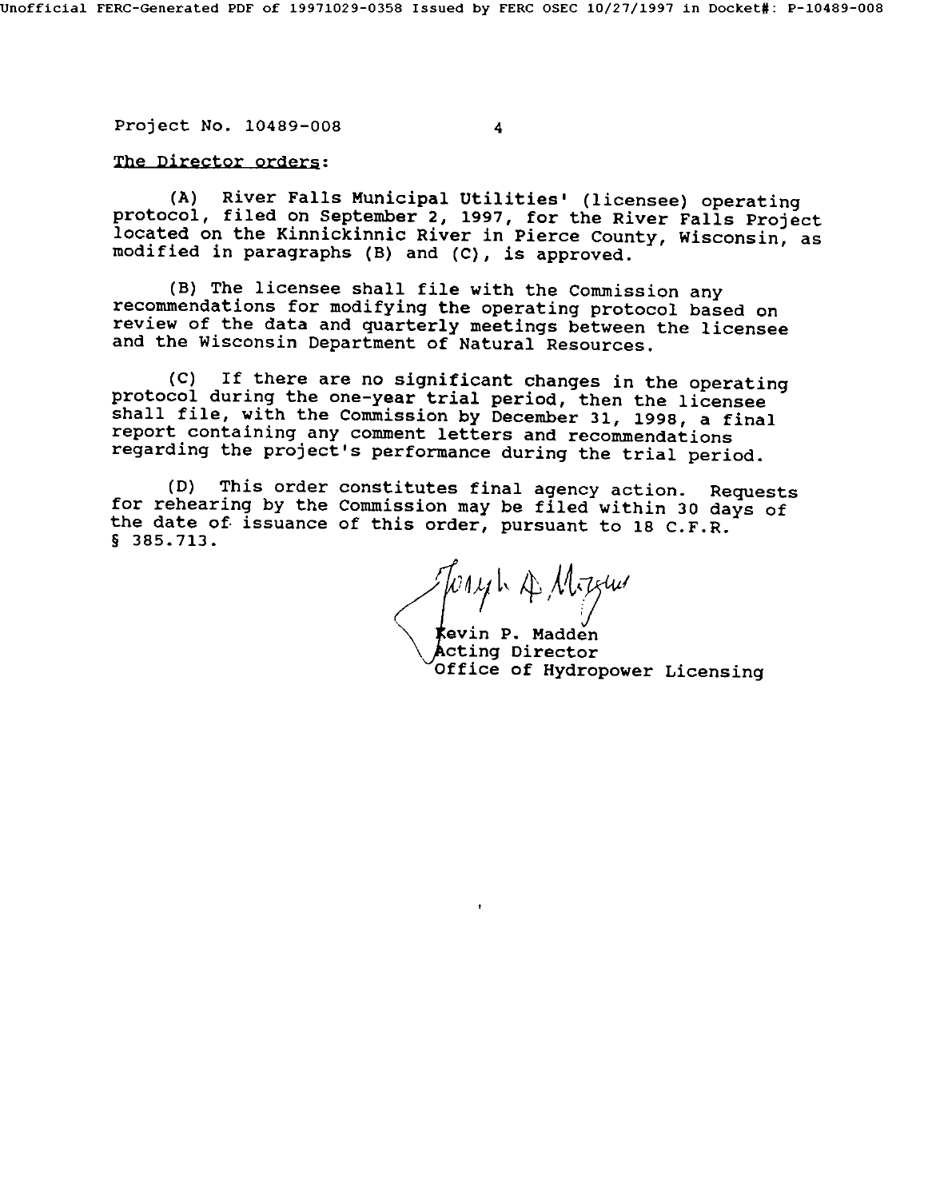Project No. 10489-008

The Director orders:

(A) River Falls Municipal Utilities' (licensee) operating protocol, filed on September 2, 1997, for the River Falls Project located on the Kinnickinnic River in Pierce County, Wisconsin, as modified in paragraphs (B) and (C), is approved.

(B) The licensee shall file with the Commission any recommendations for modifying the operating protocol based on review of the data and quarterly meetings between the licensee and the Wisconsin Department of Natural Resources.

(C) If there are no significant changes in the operating protocol during the one-year trial period, then the licensee shall file, with the Commission by December 31, 1998, a final report containing any comment letters and recommendations regarding the project's performance during the trial period.

(D) This order constitutes final agency action. Requests for rehearing by the Commission may be filed within 30 days of the date of issuance of this order, pursuant to 18 C.F.R. § 385.713.

Kevin P. Madden
Acting Director
Office of Hydropower Licensing